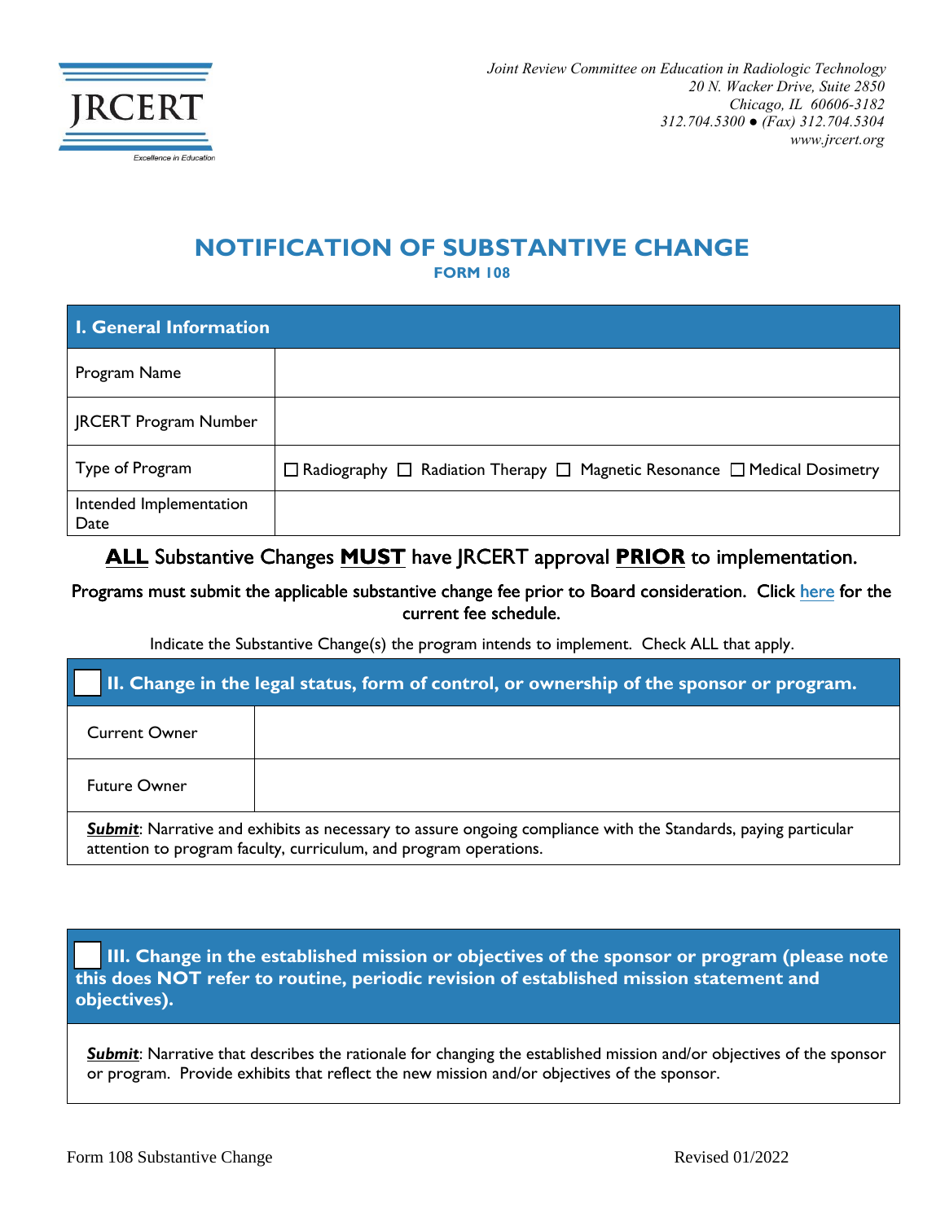Joint Review Committee on Education in Radiologic Technology
20 N. Wacker Drive, Suite 2850
Chicago, IL 60606-3182
312.704.5300 ● (Fax) 312.704.5304
www.jrcert.org

# NOTIFICATION OF SUBSTANTIVE CHANGE

### FORM 108

| I. General Information | |
|---|---|
| Program Name | |
| JRCERT Program Number | |
| Type of Program | ☐ Radiography ☐ Radiation Therapy ☐ Magnetic Resonance ☐ Medical Dosimetry |
| Intended Implementation Date | |

**ALL** Substantive Changes **MUST** have JRCERT approval **PRIOR** to implementation.

Programs must submit the applicable substantive change fee prior to Board consideration. Click here for the current fee schedule.

Indicate the Substantive Change(s) the program intends to implement. Check ALL that apply.

| ☐ II. Change in the legal status, form of control, or ownership of the sponsor or program. | |
|---|---|
| Current Owner | |
| Future Owner | |
| ***Submit***: Narrative and exhibits as necessary to assure ongoing compliance with the Standards, paying particular attention to program faculty, curriculum, and program operations. | |

| ☐ III. Change in the established mission or objectives of the sponsor or program (please note this does NOT refer to routine, periodic revision of established mission statement and objectives). |
|---|
| ***Submit***: Narrative that describes the rationale for changing the established mission and/or objectives of the sponsor or program. Provide exhibits that reflect the new mission and/or objectives of the sponsor. |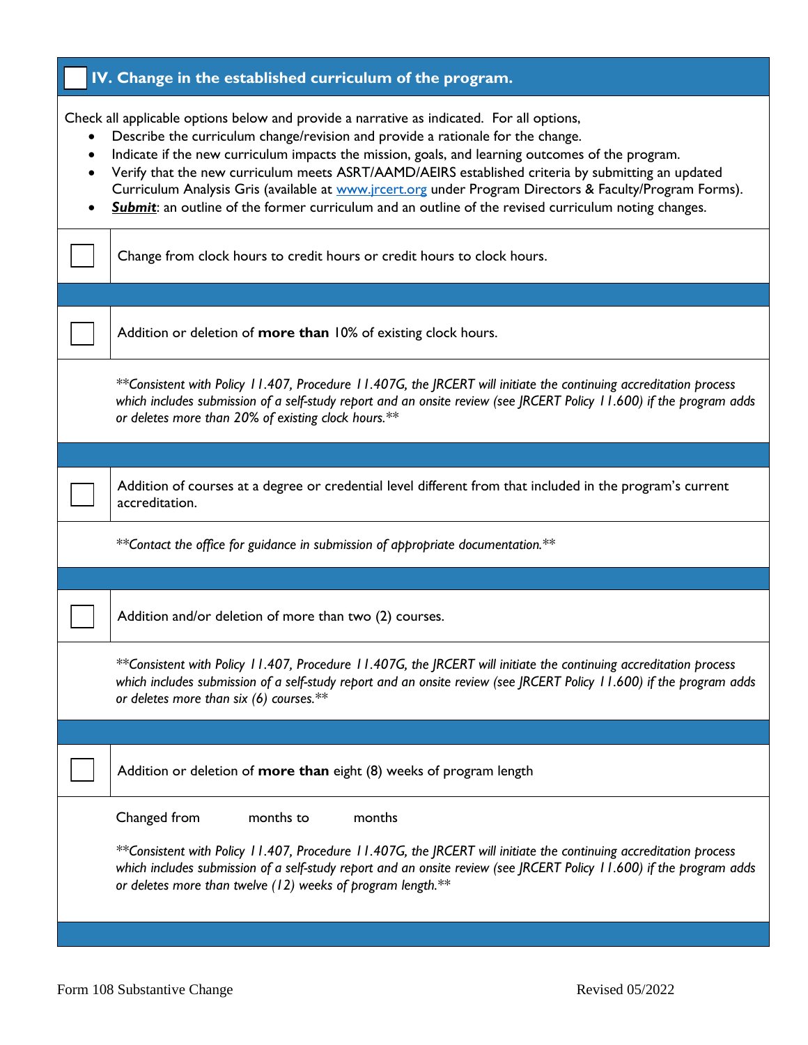## ☐ IV. Change in the established curriculum of the program.

Check all applicable options below and provide a narrative as indicated. For all options,

- Describe the curriculum change/revision and provide a rationale for the change.
- Indicate if the new curriculum impacts the mission, goals, and learning outcomes of the program.
- Verify that the new curriculum meets ASRT/AAMD/AEIRS established criteria by submitting an updated Curriculum Analysis Gris (available at www.jrcert.org under Program Directors & Faculty/Program Forms).
- ***Submit***: an outline of the former curriculum and an outline of the revised curriculum noting changes.

☐ Change from clock hours to credit hours or credit hours to clock hours.

☐ Addition or deletion of **more than** 10% of existing clock hours.

*\*\*Consistent with Policy 11.407, Procedure 11.407G, the JRCERT will initiate the continuing accreditation process which includes submission of a self-study report and an onsite review (see JRCERT Policy 11.600) if the program adds or deletes more than 20% of existing clock hours.\*\**

☐ Addition of courses at a degree or credential level different from that included in the program's current accreditation.

*\*\*Contact the office for guidance in submission of appropriate documentation.\*\**

☐ Addition and/or deletion of more than two (2) courses.

*\*\*Consistent with Policy 11.407, Procedure 11.407G, the JRCERT will initiate the continuing accreditation process which includes submission of a self-study report and an onsite review (see JRCERT Policy 11.600) if the program adds or deletes more than six (6) courses.\*\**

☐ Addition or deletion of **more than** eight (8) weeks of program length

Changed from months to months

*\*\*Consistent with Policy 11.407, Procedure 11.407G, the JRCERT will initiate the continuing accreditation process which includes submission of a self-study report and an onsite review (see JRCERT Policy 11.600) if the program adds or deletes more than twelve (12) weeks of program length.\*\**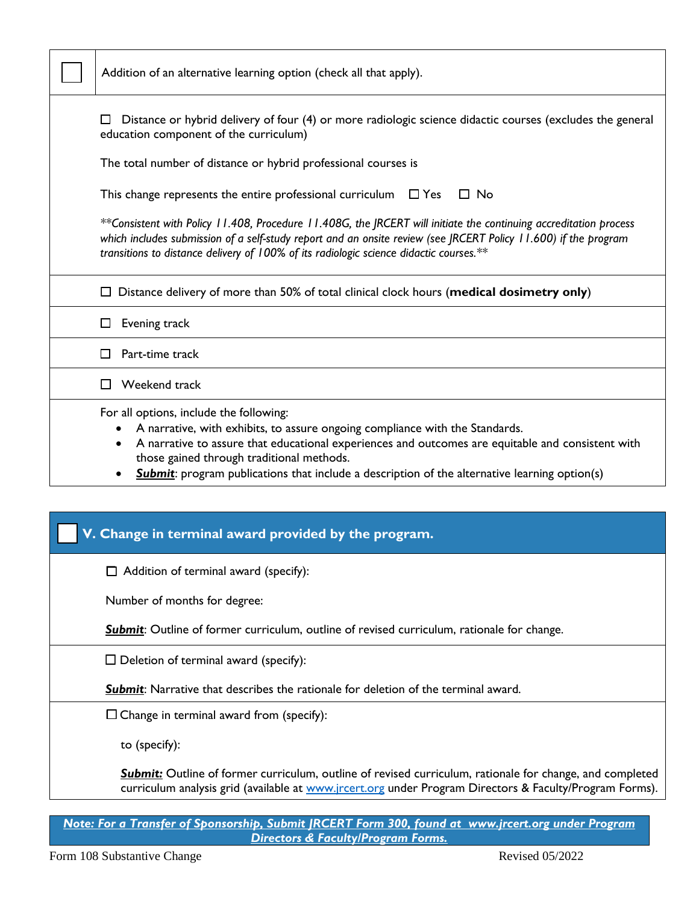☐ Addition of an alternative learning option (check all that apply).

☐ Distance or hybrid delivery of four (4) or more radiologic science didactic courses (excludes the general education component of the curriculum)

The total number of distance or hybrid professional courses is

This change represents the entire professional curriculum ☐ Yes ☐ No

***Consistent with Policy 11.408, Procedure 11.408G, the JRCERT will initiate the continuing accreditation process which includes submission of a self-study report and an onsite review (see JRCERT Policy 11.600) if the program transitions to distance delivery of 100% of its radiologic science didactic courses.***

☐ Distance delivery of more than 50% of total clinical clock hours (**medical dosimetry only**)

☐ Evening track

☐ Part-time track

☐ Weekend track

For all options, include the following:

- A narrative, with exhibits, to assure ongoing compliance with the Standards.
- A narrative to assure that educational experiences and outcomes are equitable and consistent with those gained through traditional methods.
- ***Submit***: program publications that include a description of the alternative learning option(s)

## ☐ V. Change in terminal award provided by the program.

☐ Addition of terminal award (specify):

Number of months for degree:

***Submit***: Outline of former curriculum, outline of revised curriculum, rationale for change.

☐ Deletion of terminal award (specify):

***Submit***: Narrative that describes the rationale for deletion of the terminal award.

☐ Change in terminal award from (specify):

to (specify):

***Submit:*** Outline of former curriculum, outline of revised curriculum, rationale for change, and completed curriculum analysis grid (available at www.jrcert.org under Program Directors & Faculty/Program Forms).

***Note: For a Transfer of Sponsorship, Submit JRCERT Form 300, found at www.jrcert.org under Program Directors & Faculty/Program Forms.***

Form 108 Substantive Change Revised 05/2022